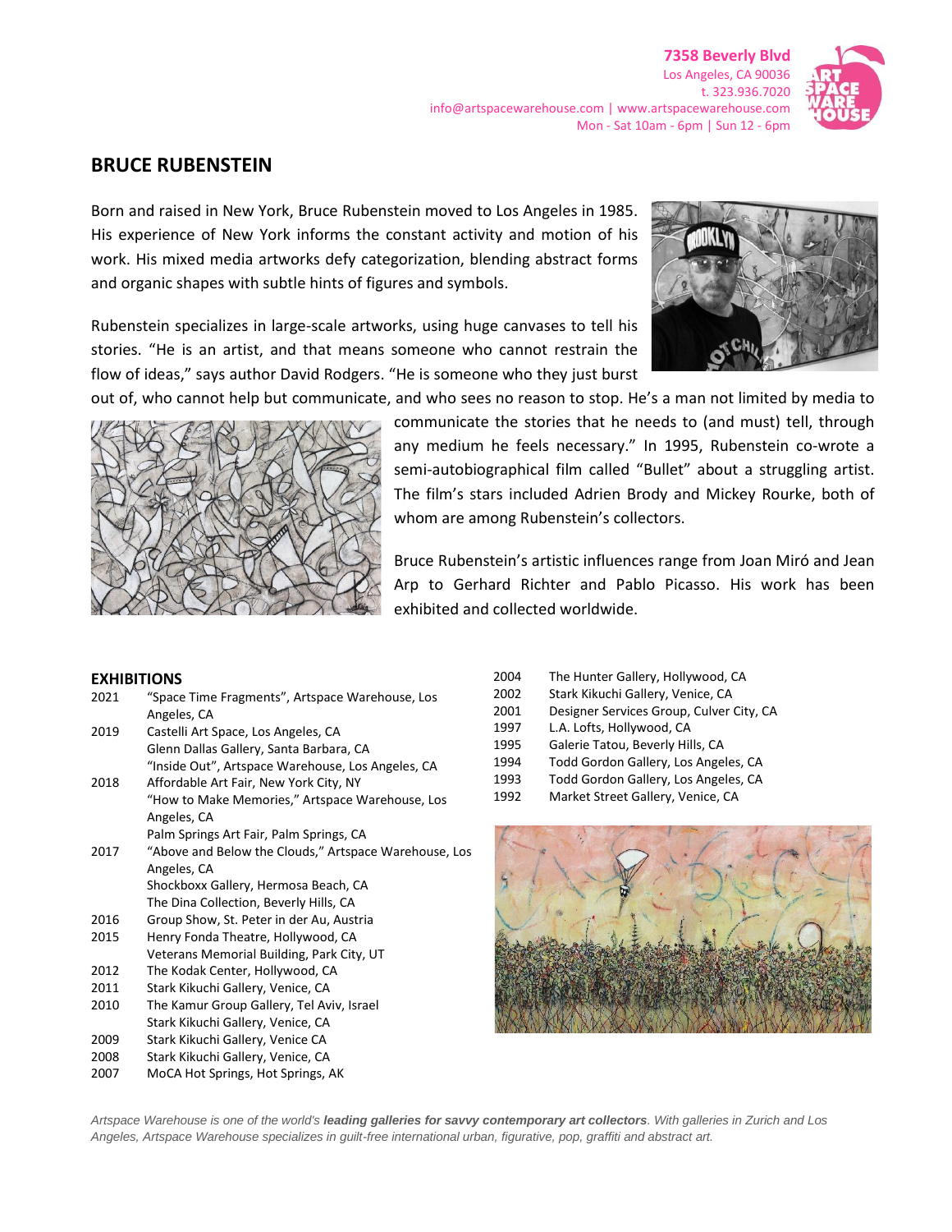**7358 Beverly Blvd**
Los Angeles, CA 90036
t. 323.936.7020
info@artspacewarehouse.com | www.artspacewarehouse.com
Mon - Sat 10am - 6pm | Sun 12 - 6pm

# BRUCE RUBENSTEIN

Born and raised in New York, Bruce Rubenstein moved to Los Angeles in 1985. His experience of New York informs the constant activity and motion of his work. His mixed media artworks defy categorization, blending abstract forms and organic shapes with subtle hints of figures and symbols.

Rubenstein specializes in large-scale artworks, using huge canvases to tell his stories. "He is an artist, and that means someone who cannot restrain the flow of ideas," says author David Rodgers. "He is someone who they just burst out of, who cannot help but communicate, and who sees no reason to stop. He's a man not limited by media to communicate the stories that he needs to (and must) tell, through any medium he feels necessary." In 1995, Rubenstein co-wrote a semi-autobiographical film called "Bullet" about a struggling artist. The film's stars included Adrien Brody and Mickey Rourke, both of whom are among Rubenstein's collectors.

Bruce Rubenstein's artistic influences range from Joan Miró and Jean Arp to Gerhard Richter and Pablo Picasso. His work has been exhibited and collected worldwide.

## EXHIBITIONS

| | |
|---|---|
| 2021 | "Space Time Fragments", Artspace Warehouse, Los Angeles, CA |
| 2019 | Castelli Art Space, Los Angeles, CA |
| | Glenn Dallas Gallery, Santa Barbara, CA |
| | "Inside Out", Artspace Warehouse, Los Angeles, CA |
| 2018 | Affordable Art Fair, New York City, NY |
| | "How to Make Memories," Artspace Warehouse, Los Angeles, CA |
| | Palm Springs Art Fair, Palm Springs, CA |
| 2017 | "Above and Below the Clouds," Artspace Warehouse, Los Angeles, CA |
| | Shockboxx Gallery, Hermosa Beach, CA |
| | The Dina Collection, Beverly Hills, CA |
| 2016 | Group Show, St. Peter in der Au, Austria |
| 2015 | Henry Fonda Theatre, Hollywood, CA |
| | Veterans Memorial Building, Park City, UT |
| 2012 | The Kodak Center, Hollywood, CA |
| 2011 | Stark Kikuchi Gallery, Venice, CA |
| 2010 | The Kamur Group Gallery, Tel Aviv, Israel |
| | Stark Kikuchi Gallery, Venice, CA |
| 2009 | Stark Kikuchi Gallery, Venice CA |
| 2008 | Stark Kikuchi Gallery, Venice, CA |
| 2007 | MoCA Hot Springs, Hot Springs, AK |
| 2004 | The Hunter Gallery, Hollywood, CA |
| 2002 | Stark Kikuchi Gallery, Venice, CA |
| 2001 | Designer Services Group, Culver City, CA |
| 1997 | L.A. Lofts, Hollywood, CA |
| 1995 | Galerie Tatou, Beverly Hills, CA |
| 1994 | Todd Gordon Gallery, Los Angeles, CA |
| 1993 | Todd Gordon Gallery, Los Angeles, CA |
| 1992 | Market Street Gallery, Venice, CA |

*Artspace Warehouse is one of the world's **leading galleries for savvy contemporary art collectors**. With galleries in Zurich and Los Angeles, Artspace Warehouse specializes in guilt-free international urban, figurative, pop, graffiti and abstract art.*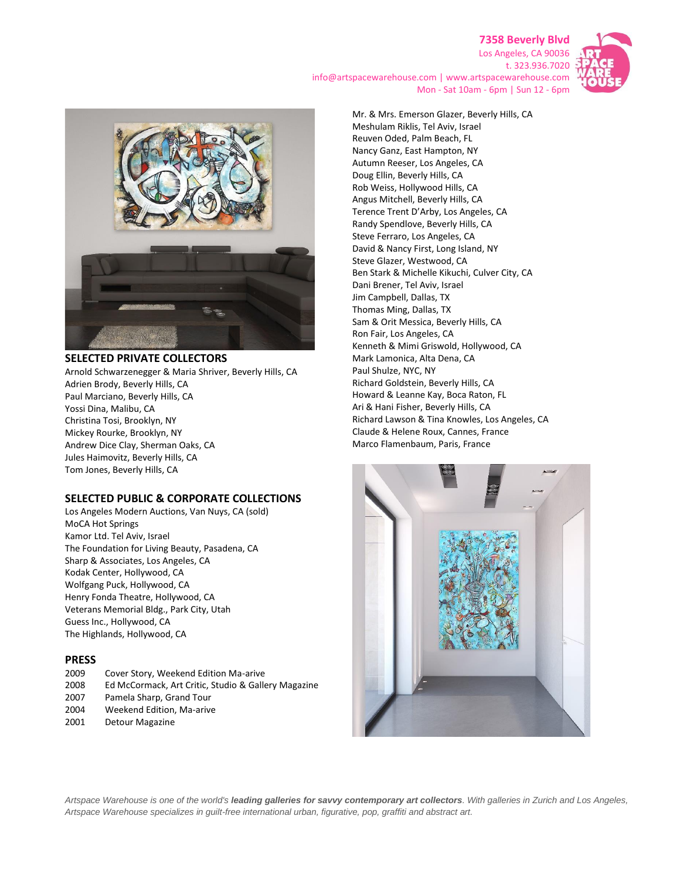7358 Beverly Blvd
Los Angeles, CA 90036
t. 323.936.7020
info@artspacewarehouse.com | www.artspacewarehouse.com
Mon - Sat 10am - 6pm | Sun 12 - 6pm

## SELECTED PRIVATE COLLECTORS

Arnold Schwarzenegger & Maria Shriver, Beverly Hills, CA
Adrien Brody, Beverly Hills, CA
Paul Marciano, Beverly Hills, CA
Yossi Dina, Malibu, CA
Christina Tosi, Brooklyn, NY
Mickey Rourke, Brooklyn, NY
Andrew Dice Clay, Sherman Oaks, CA
Jules Haimovitz, Beverly Hills, CA
Tom Jones, Beverly Hills, CA
Mr. & Mrs. Emerson Glazer, Beverly Hills, CA
Meshulam Riklis, Tel Aviv, Israel
Reuven Oded, Palm Beach, FL
Nancy Ganz, East Hampton, NY
Autumn Reeser, Los Angeles, CA
Doug Ellin, Beverly Hills, CA
Rob Weiss, Hollywood Hills, CA
Angus Mitchell, Beverly Hills, CA
Terence Trent D'Arby, Los Angeles, CA
Randy Spendlove, Beverly Hills, CA
Steve Ferraro, Los Angeles, CA
David & Nancy First, Long Island, NY
Steve Glazer, Westwood, CA
Ben Stark & Michelle Kikuchi, Culver City, CA
Dani Brener, Tel Aviv, Israel
Jim Campbell, Dallas, TX
Thomas Ming, Dallas, TX
Sam & Orit Messica, Beverly Hills, CA
Ron Fair, Los Angeles, CA
Kenneth & Mimi Griswold, Hollywood, CA
Mark Lamonica, Alta Dena, CA
Paul Shulze, NYC, NY
Richard Goldstein, Beverly Hills, CA
Howard & Leanne Kay, Boca Raton, FL
Ari & Hani Fisher, Beverly Hills, CA
Richard Lawson & Tina Knowles, Los Angeles, CA
Claude & Helene Roux, Cannes, France
Marco Flamenbaum, Paris, France

## SELECTED PUBLIC & CORPORATE COLLECTIONS

Los Angeles Modern Auctions, Van Nuys, CA (sold)
MoCA Hot Springs
Kamor Ltd. Tel Aviv, Israel
The Foundation for Living Beauty, Pasadena, CA
Sharp & Associates, Los Angeles, CA
Kodak Center, Hollywood, CA
Wolfgang Puck, Hollywood, CA
Henry Fonda Theatre, Hollywood, CA
Veterans Memorial Bldg., Park City, Utah
Guess Inc., Hollywood, CA
The Highlands, Hollywood, CA

## PRESS

2009 Cover Story, Weekend Edition Ma-arive
2008 Ed McCormack, Art Critic, Studio & Gallery Magazine
2007 Pamela Sharp, Grand Tour
2004 Weekend Edition, Ma-arive
2001 Detour Magazine

*Artspace Warehouse is one of the world's **leading galleries for savvy contemporary art collectors**. With galleries in Zurich and Los Angeles, Artspace Warehouse specializes in guilt-free international urban, figurative, pop, graffiti and abstract art.*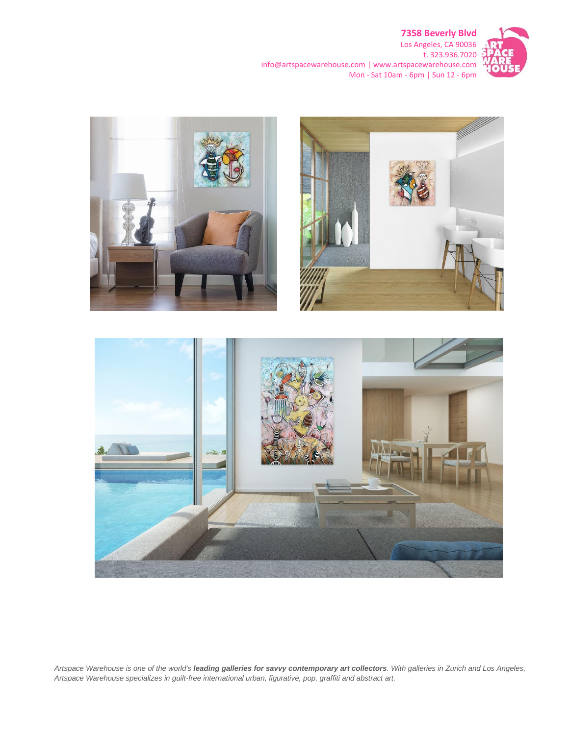*Artspace Warehouse is one of the world's **leading galleries for savvy contemporary art collectors**. With galleries in Zurich and Los Angeles, Artspace Warehouse specializes in guilt-free international urban, figurative, pop, graffiti and abstract art.*